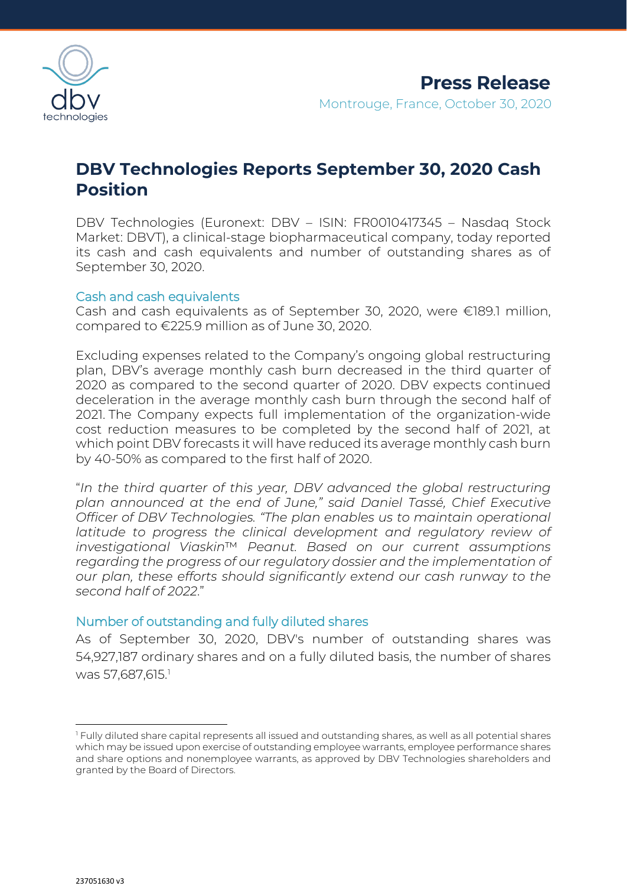**Press Release**

Montrouge, France, October 30, 2020

# DBV Technologies Reports September 30, 2020 Cash Position

DBV Technologies (Euronext: DBV – ISIN: FR0010417345 – Nasdaq Stock Market: DBVT), a clinical-stage biopharmaceutical company, today reported its cash and cash equivalents and number of outstanding shares as of September 30, 2020.

## Cash and cash equivalents

Cash and cash equivalents as of September 30, 2020, were €189.1 million, compared to €225.9 million as of June 30, 2020.

Excluding expenses related to the Company's ongoing global restructuring plan, DBV's average monthly cash burn decreased in the third quarter of 2020 as compared to the second quarter of 2020. DBV expects continued deceleration in the average monthly cash burn through the second half of 2021. The Company expects full implementation of the organization-wide cost reduction measures to be completed by the second half of 2021, at which point DBV forecasts it will have reduced its average monthly cash burn by 40-50% as compared to the first half of 2020.

"*In the third quarter of this year, DBV advanced the global restructuring plan announced at the end of June," said Daniel Tassé, Chief Executive Officer of DBV Technologies. "The plan enables us to maintain operational latitude to progress the clinical development and regulatory review of investigational Viaskin™ Peanut. Based on our current assumptions regarding the progress of our regulatory dossier and the implementation of our plan, these efforts should significantly extend our cash runway to the second half of 2022.*"

## Number of outstanding and fully diluted shares

As of September 30, 2020, DBV's number of outstanding shares was 54,927,187 ordinary shares and on a fully diluted basis, the number of shares was 57,687,615.[1]

---

[1] Fully diluted share capital represents all issued and outstanding shares, as well as all potential shares which may be issued upon exercise of outstanding employee warrants, employee performance shares and share options and nonemployee warrants, as approved by DBV Technologies shareholders and granted by the Board of Directors.

237051630 v3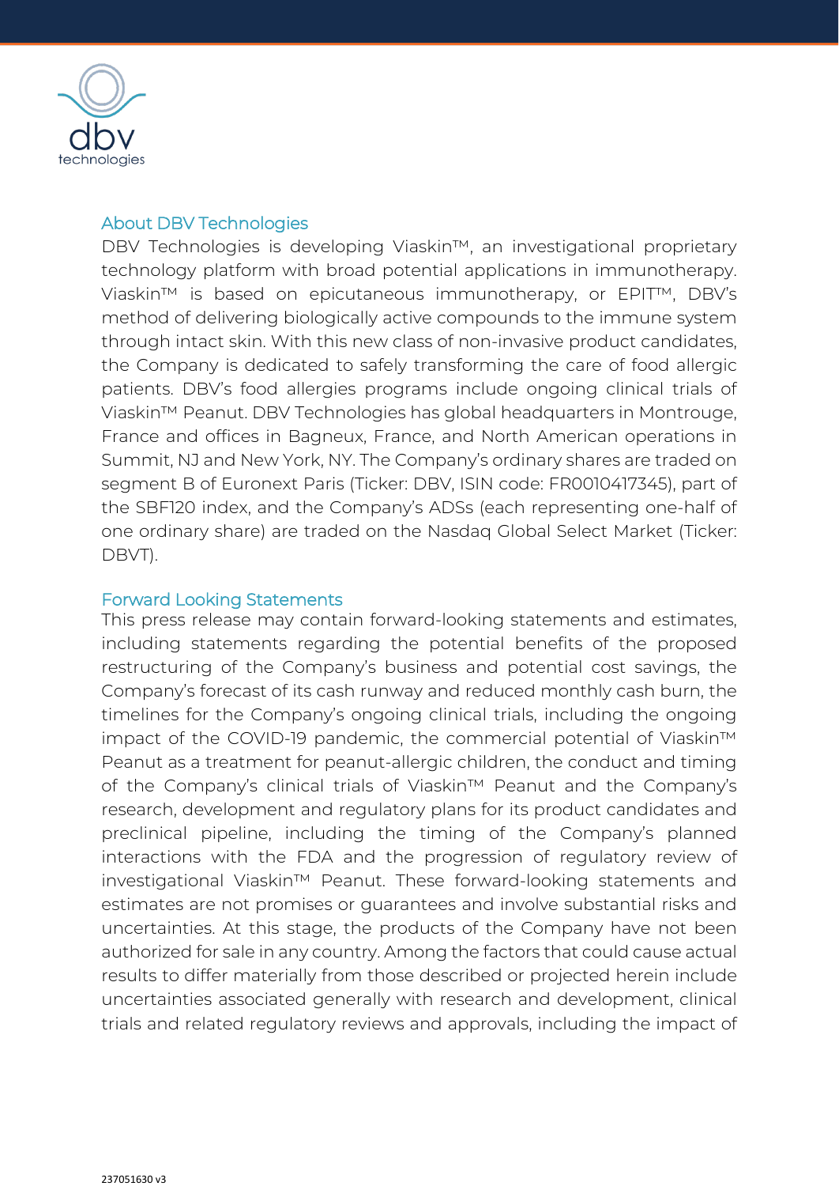## About DBV Technologies

DBV Technologies is developing Viaskin™, an investigational proprietary technology platform with broad potential applications in immunotherapy. Viaskin™ is based on epicutaneous immunotherapy, or EPIT™, DBV's method of delivering biologically active compounds to the immune system through intact skin. With this new class of non-invasive product candidates, the Company is dedicated to safely transforming the care of food allergic patients. DBV's food allergies programs include ongoing clinical trials of Viaskin™ Peanut. DBV Technologies has global headquarters in Montrouge, France and offices in Bagneux, France, and North American operations in Summit, NJ and New York, NY. The Company's ordinary shares are traded on segment B of Euronext Paris (Ticker: DBV, ISIN code: FR0010417345), part of the SBF120 index, and the Company's ADSs (each representing one-half of one ordinary share) are traded on the Nasdaq Global Select Market (Ticker: DBVT).

## Forward Looking Statements

This press release may contain forward-looking statements and estimates, including statements regarding the potential benefits of the proposed restructuring of the Company's business and potential cost savings, the Company's forecast of its cash runway and reduced monthly cash burn, the timelines for the Company's ongoing clinical trials, including the ongoing impact of the COVID-19 pandemic, the commercial potential of Viaskin™ Peanut as a treatment for peanut-allergic children, the conduct and timing of the Company's clinical trials of Viaskin™ Peanut and the Company's research, development and regulatory plans for its product candidates and preclinical pipeline, including the timing of the Company's planned interactions with the FDA and the progression of regulatory review of investigational Viaskin™ Peanut. These forward-looking statements and estimates are not promises or guarantees and involve substantial risks and uncertainties. At this stage, the products of the Company have not been authorized for sale in any country. Among the factors that could cause actual results to differ materially from those described or projected herein include uncertainties associated generally with research and development, clinical trials and related regulatory reviews and approvals, including the impact of

237051630 v3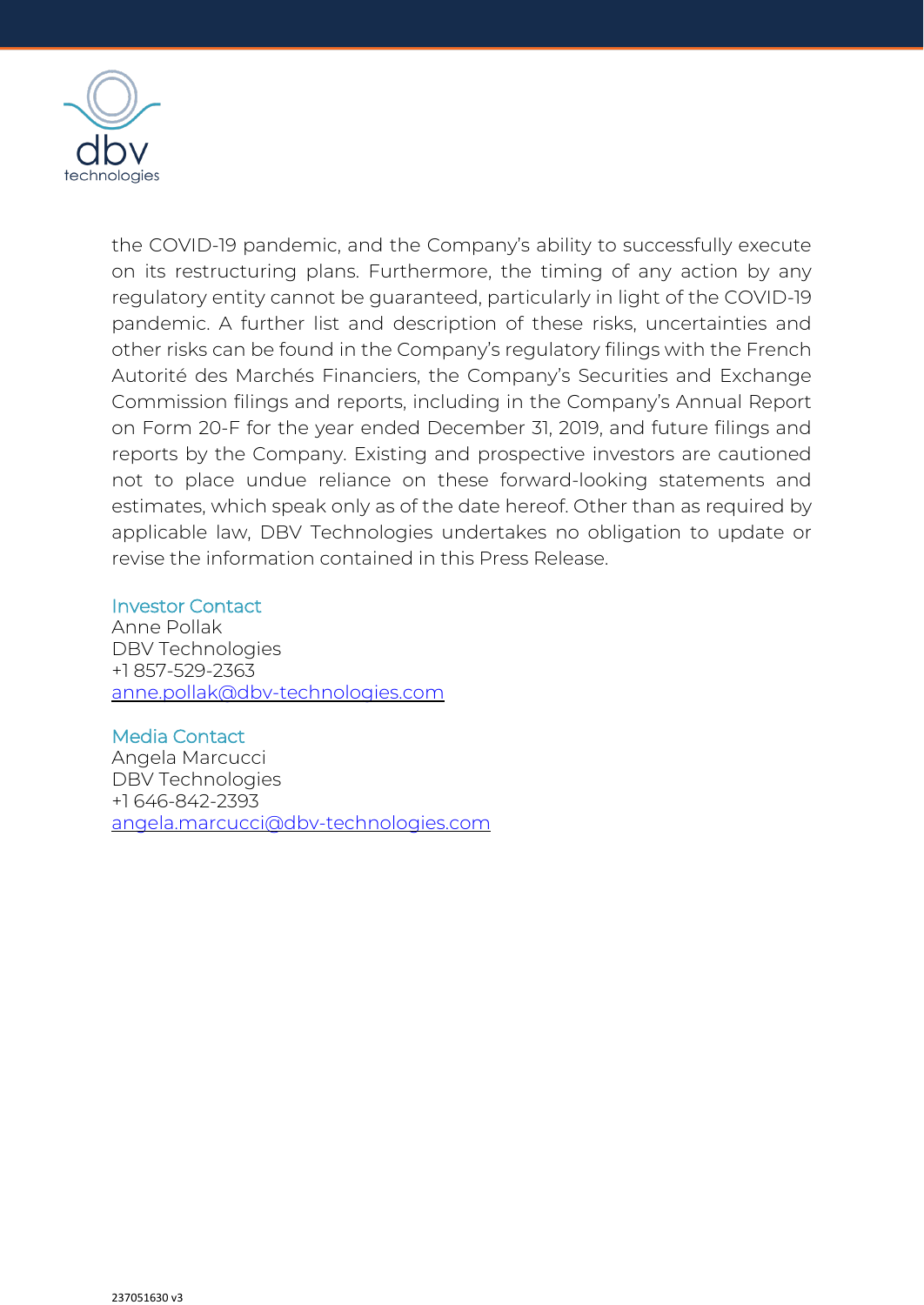the COVID-19 pandemic, and the Company's ability to successfully execute on its restructuring plans. Furthermore, the timing of any action by any regulatory entity cannot be guaranteed, particularly in light of the COVID-19 pandemic. A further list and description of these risks, uncertainties and other risks can be found in the Company's regulatory filings with the French Autorité des Marchés Financiers, the Company's Securities and Exchange Commission filings and reports, including in the Company's Annual Report on Form 20-F for the year ended December 31, 2019, and future filings and reports by the Company. Existing and prospective investors are cautioned not to place undue reliance on these forward-looking statements and estimates, which speak only as of the date hereof. Other than as required by applicable law, DBV Technologies undertakes no obligation to update or revise the information contained in this Press Release.

**Investor Contact**
Anne Pollak
DBV Technologies
+1 857-529-2363
anne.pollak@dbv-technologies.com

**Media Contact**
Angela Marcucci
DBV Technologies
+1 646-842-2393
angela.marcucci@dbv-technologies.com

237051630 v3